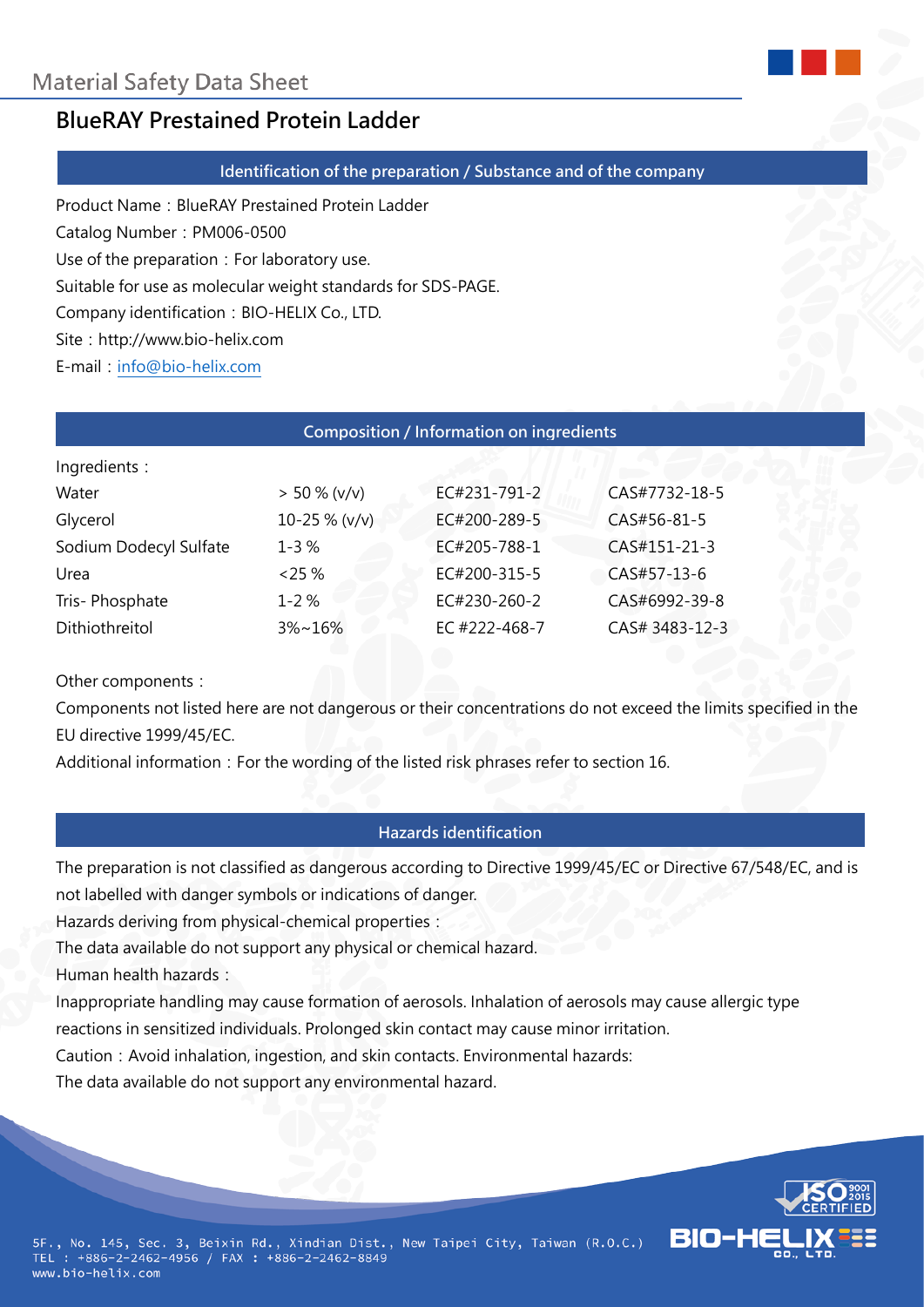# Material Safety Data Sheet

## BlueRAY Prestained Protein Ladder

### Identification of the preparation / Substance and of the company

Product Name：BlueRAY Prestained Protein Ladder
Catalog Number：PM006-0500
Use of the preparation：For laboratory use.
Suitable for use as molecular weight standards for SDS-PAGE.
Company identification：BIO-HELIX Co., LTD.
Site：http://www.bio-helix.com
E-mail：info@bio-helix.com

### Composition / Information on ingredients

Ingredients：

| | | | |
|---|---|---|---|
| Water | > 50 % (v/v) | EC#231-791-2 | CAS#7732-18-5 |
| Glycerol | 10-25 % (v/v) | EC#200-289-5 | CAS#56-81-5 |
| Sodium Dodecyl Sulfate | 1-3 % | EC#205-788-1 | CAS#151-21-3 |
| Urea | <25 % | EC#200-315-5 | CAS#57-13-6 |
| Tris- Phosphate | 1-2 % | EC#230-260-2 | CAS#6992-39-8 |
| Dithiothreitol | 3%~16% | EC #222-468-7 | CAS# 3483-12-3 |

Other components：
Components not listed here are not dangerous or their concentrations do not exceed the limits specified in the EU directive 1999/45/EC.
Additional information：For the wording of the listed risk phrases refer to section 16.

### Hazards identification

The preparation is not classified as dangerous according to Directive 1999/45/EC or Directive 67/548/EC, and is not labelled with danger symbols or indications of danger.
Hazards deriving from physical-chemical properties：
The data available do not support any physical or chemical hazard.
Human health hazards：
Inappropriate handling may cause formation of aerosols. Inhalation of aerosols may cause allergic type reactions in sensitized individuals. Prolonged skin contact may cause minor irritation.
Caution：Avoid inhalation, ingestion, and skin contacts. Environmental hazards:
The data available do not support any environmental hazard.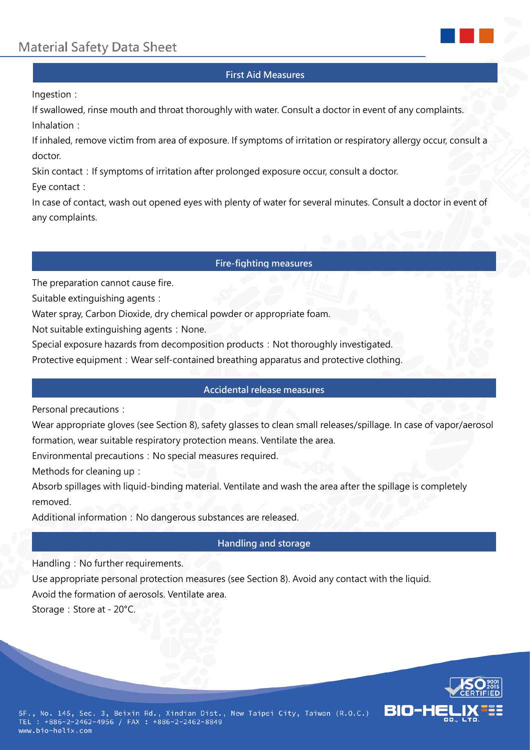## First Aid Measures

Ingestion：

If swallowed, rinse mouth and throat thoroughly with water. Consult a doctor in event of any complaints.

Inhalation：

If inhaled, remove victim from area of exposure. If symptoms of irritation or respiratory allergy occur, consult a doctor.

Skin contact：If symptoms of irritation after prolonged exposure occur, consult a doctor.

Eye contact：

In case of contact, wash out opened eyes with plenty of water for several minutes. Consult a doctor in event of any complaints.

## Fire-fighting measures

The preparation cannot cause fire.

Suitable extinguishing agents：

Water spray, Carbon Dioxide, dry chemical powder or appropriate foam.

Not suitable extinguishing agents：None.

Special exposure hazards from decomposition products：Not thoroughly investigated.

Protective equipment：Wear self-contained breathing apparatus and protective clothing.

## Accidental release measures

Personal precautions：

Wear appropriate gloves (see Section 8), safety glasses to clean small releases/spillage. In case of vapor/aerosol formation, wear suitable respiratory protection means. Ventilate the area.

Environmental precautions：No special measures required.

Methods for cleaning up：

Absorb spillages with liquid-binding material. Ventilate and wash the area after the spillage is completely removed.

Additional information：No dangerous substances are released.

## Handling and storage

Handling：No further requirements.

Use appropriate personal protection measures (see Section 8). Avoid any contact with the liquid.

Avoid the formation of aerosols. Ventilate area.

Storage：Store at - 20°C.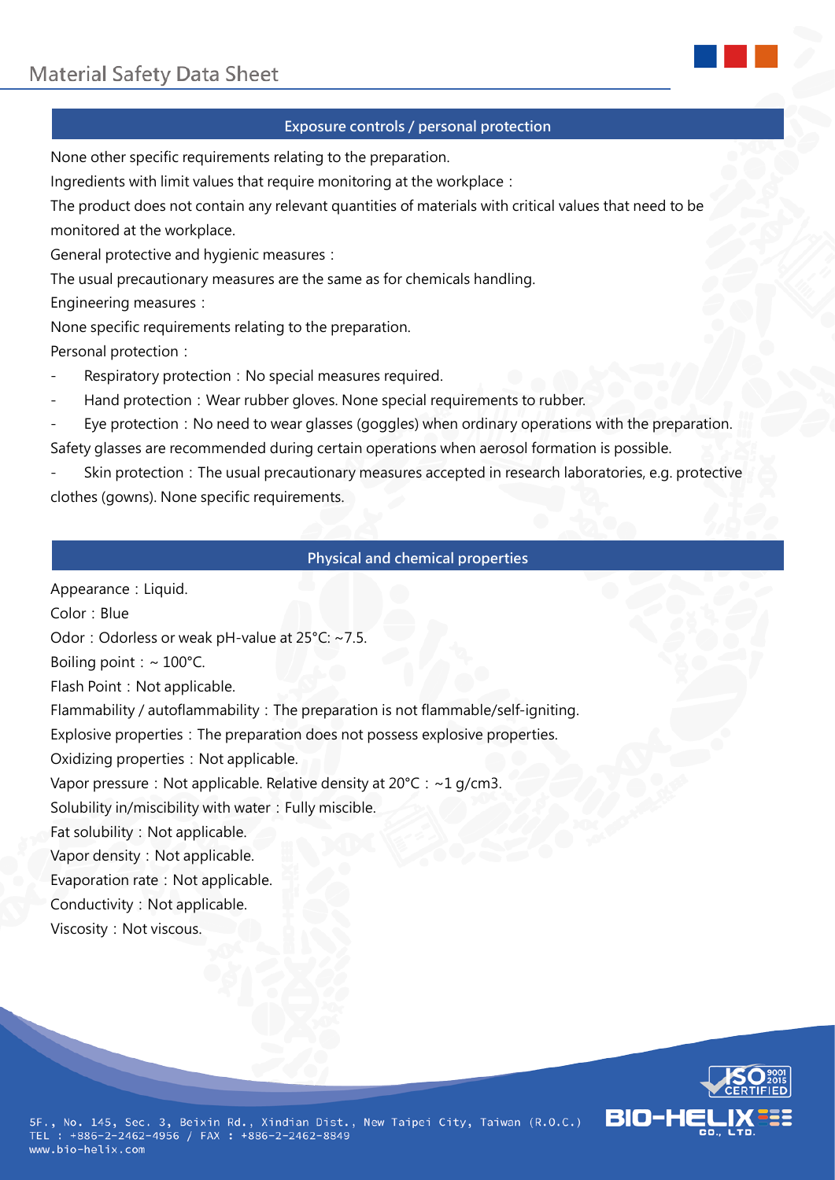## Exposure controls / personal protection

None other specific requirements relating to the preparation.

Ingredients with limit values that require monitoring at the workplace：

The product does not contain any relevant quantities of materials with critical values that need to be monitored at the workplace.

General protective and hygienic measures：

The usual precautionary measures are the same as for chemicals handling.

Engineering measures：

None specific requirements relating to the preparation.

Personal protection：

- Respiratory protection：No special measures required.
- Hand protection：Wear rubber gloves. None special requirements to rubber.
- Eye protection：No need to wear glasses (goggles) when ordinary operations with the preparation.

Safety glasses are recommended during certain operations when aerosol formation is possible.

- Skin protection：The usual precautionary measures accepted in research laboratories, e.g. protective clothes (gowns). None specific requirements.

## Physical and chemical properties

Appearance：Liquid.

Color：Blue

Odor：Odorless or weak pH-value at 25°C: ~7.5.

Boiling point：~ 100°C.

Flash Point：Not applicable.

Flammability / autoflammability：The preparation is not flammable/self-igniting.

Explosive properties：The preparation does not possess explosive properties.

Oxidizing properties：Not applicable.

Vapor pressure：Not applicable. Relative density at 20°C：~1 g/cm3.

Solubility in/miscibility with water：Fully miscible.

Fat solubility：Not applicable.

Vapor density：Not applicable.

Evaporation rate：Not applicable.

Conductivity：Not applicable.

Viscosity：Not viscous.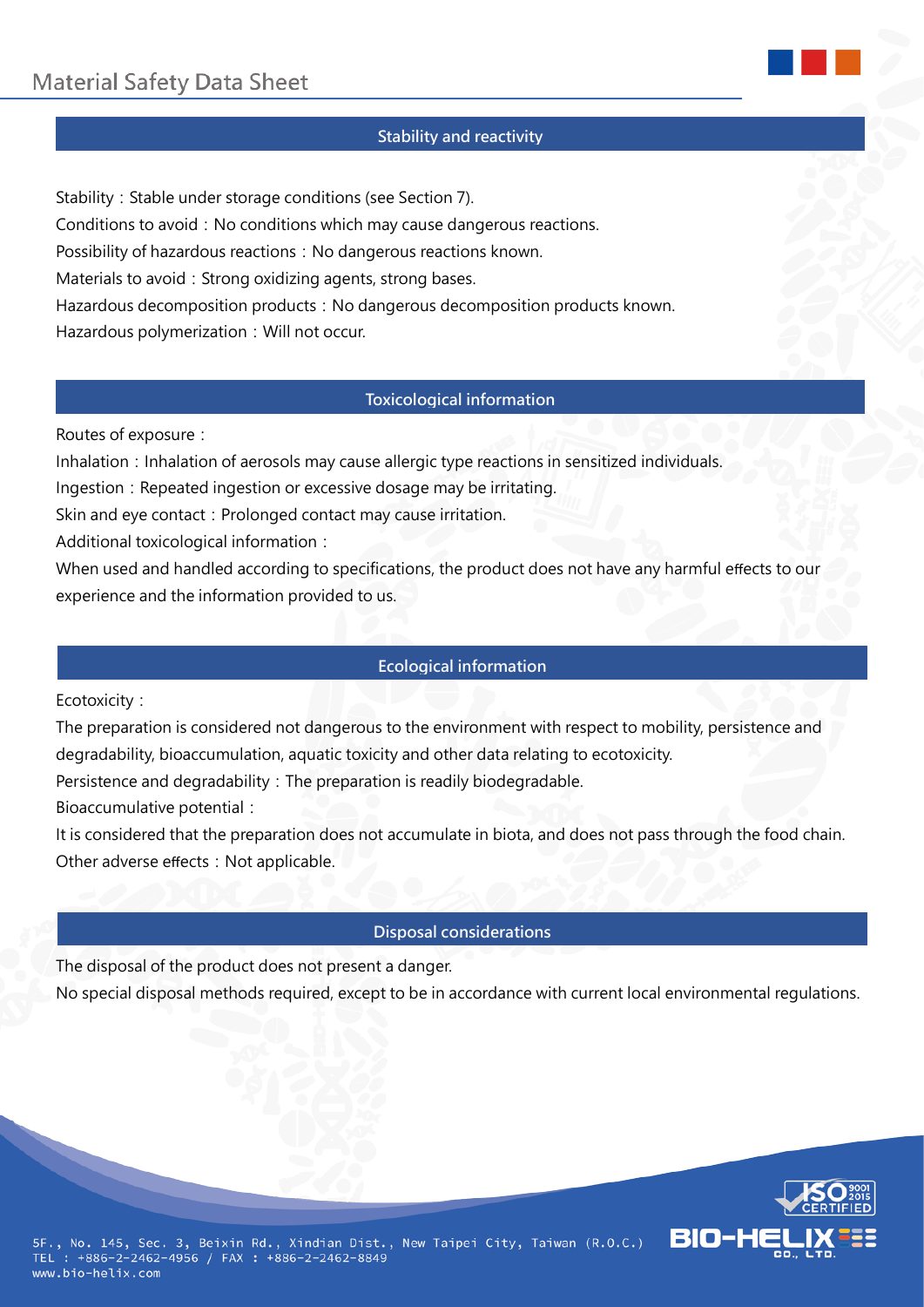## Stability and reactivity

Stability：Stable under storage conditions (see Section 7).

Conditions to avoid：No conditions which may cause dangerous reactions.

Possibility of hazardous reactions：No dangerous reactions known.

Materials to avoid：Strong oxidizing agents, strong bases.

Hazardous decomposition products：No dangerous decomposition products known.

Hazardous polymerization：Will not occur.

## Toxicological information

Routes of exposure：

Inhalation：Inhalation of aerosols may cause allergic type reactions in sensitized individuals.

Ingestion：Repeated ingestion or excessive dosage may be irritating.

Skin and eye contact：Prolonged contact may cause irritation.

Additional toxicological information：

When used and handled according to specifications, the product does not have any harmful effects to our experience and the information provided to us.

## Ecological information

Ecotoxicity：

The preparation is considered not dangerous to the environment with respect to mobility, persistence and degradability, bioaccumulation, aquatic toxicity and other data relating to ecotoxicity.

Persistence and degradability：The preparation is readily biodegradable.

Bioaccumulative potential：

It is considered that the preparation does not accumulate in biota, and does not pass through the food chain.

Other adverse effects：Not applicable.

## Disposal considerations

The disposal of the product does not present a danger.

No special disposal methods required, except to be in accordance with current local environmental regulations.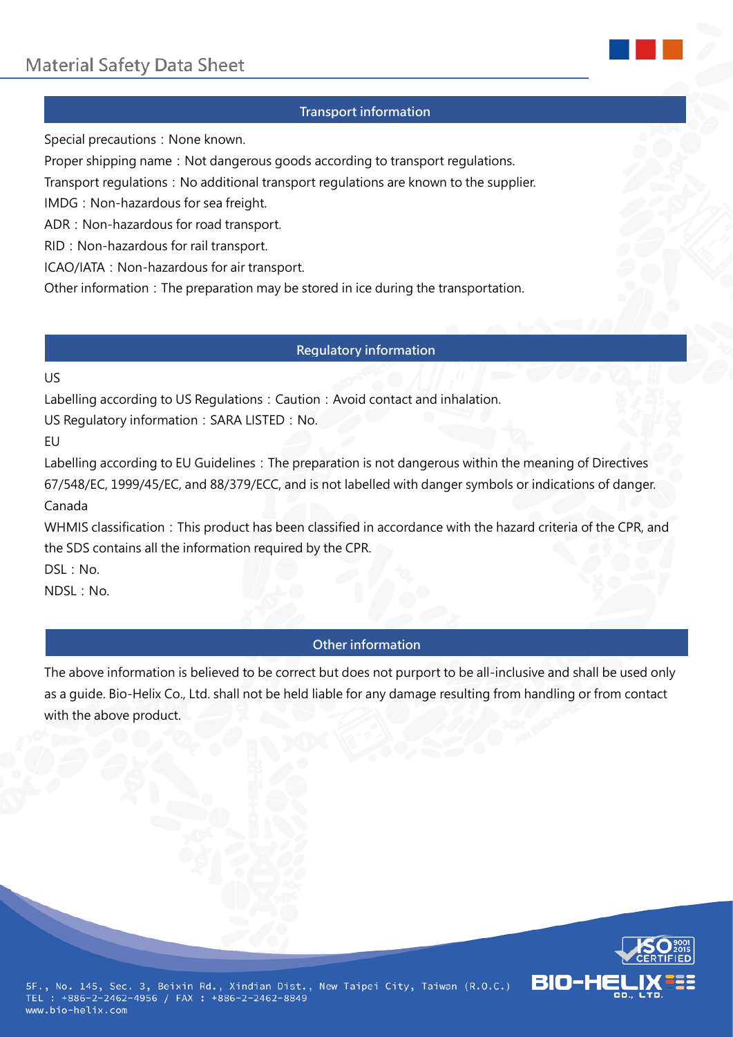## Transport information

Special precautions：None known.

Proper shipping name：Not dangerous goods according to transport regulations.

Transport regulations：No additional transport regulations are known to the supplier.

IMDG：Non-hazardous for sea freight.

ADR：Non-hazardous for road transport.

RID：Non-hazardous for rail transport.

ICAO/IATA：Non-hazardous for air transport.

Other information：The preparation may be stored in ice during the transportation.

## Regulatory information

US

Labelling according to US Regulations：Caution：Avoid contact and inhalation.

US Regulatory information：SARA LISTED：No.

EU

Labelling according to EU Guidelines：The preparation is not dangerous within the meaning of Directives 67/548/EC, 1999/45/EC, and 88/379/ECC, and is not labelled with danger symbols or indications of danger.

Canada

WHMIS classification：This product has been classified in accordance with the hazard criteria of the CPR, and the SDS contains all the information required by the CPR.

DSL：No.

NDSL：No.

## Other information

The above information is believed to be correct but does not purport to be all-inclusive and shall be used only as a guide. Bio-Helix Co., Ltd. shall not be held liable for any damage resulting from handling or from contact with the above product.